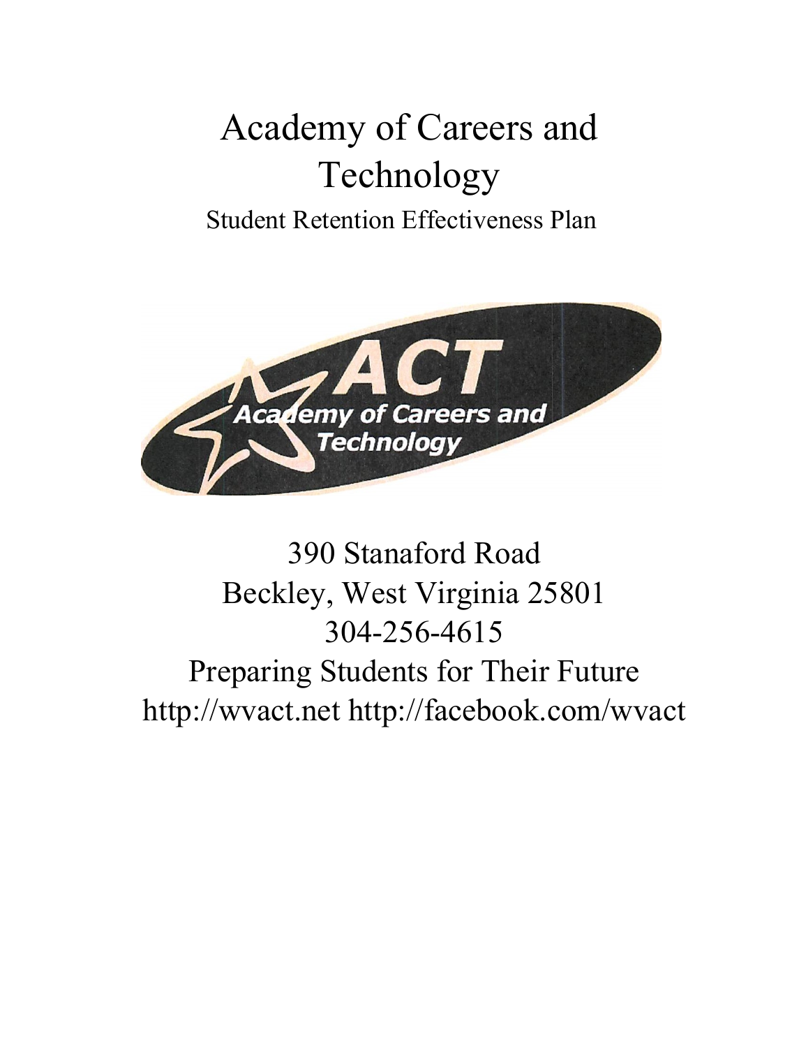# Academy of Careers and Technology

Student Retention Effectiveness Plan

ACT

Academy of Careers and Technology

390 Stanaford Road
Beckley, West Virginia 25801
304-256-4615
Preparing Students for Their Future
http://wvact.net http://facebook.com/wvact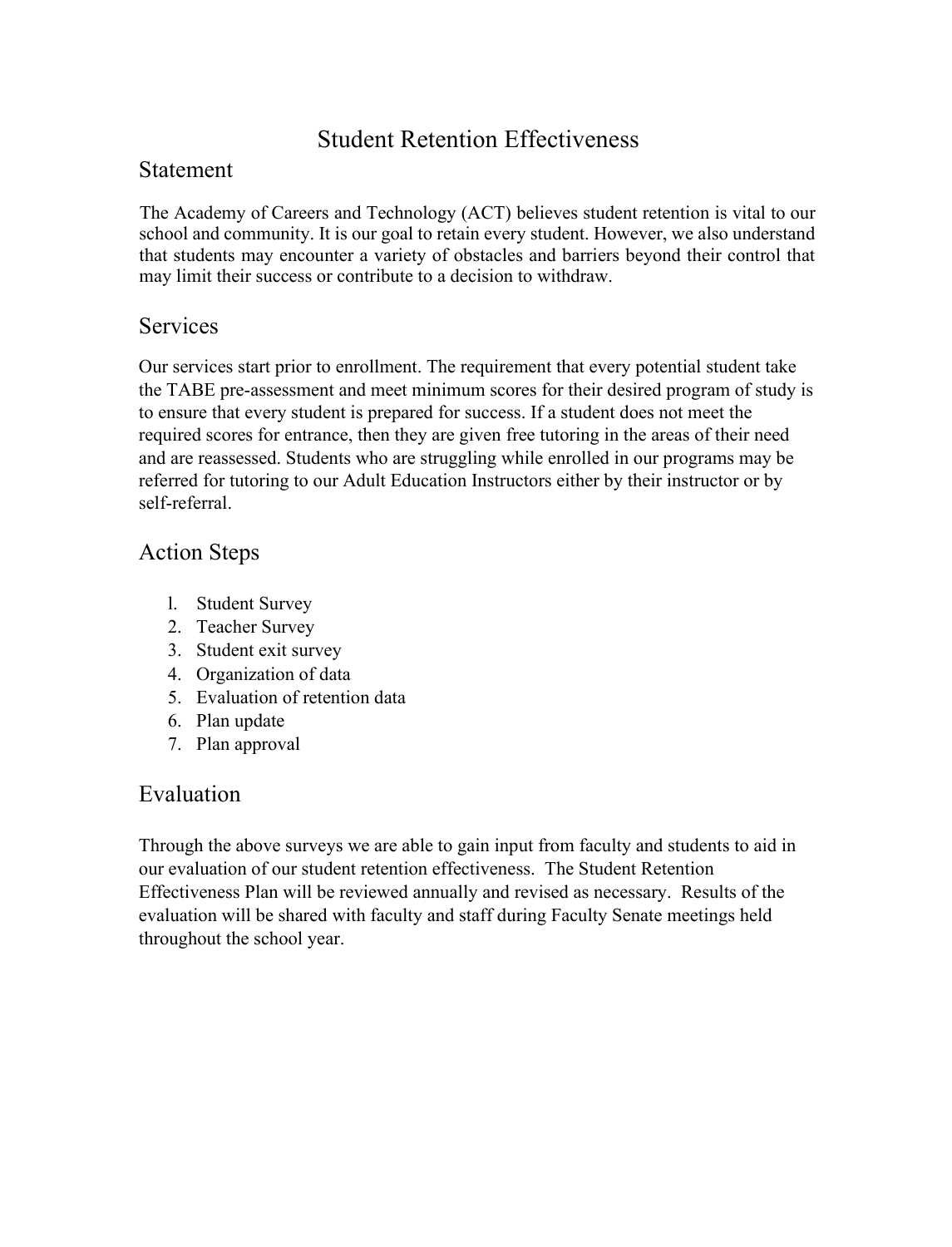# Student Retention Effectiveness

## Statement

The Academy of Careers and Technology (ACT) believes student retention is vital to our school and community. It is our goal to retain every student. However, we also understand that students may encounter a variety of obstacles and barriers beyond their control that may limit their success or contribute to a decision to withdraw.

## Services

Our services start prior to enrollment. The requirement that every potential student take the TABE pre-assessment and meet minimum scores for their desired program of study is to ensure that every student is prepared for success. If a student does not meet the required scores for entrance, then they are given free tutoring in the areas of their need and are reassessed. Students who are struggling while enrolled in our programs may be referred for tutoring to our Adult Education Instructors either by their instructor or by self-referral.

## Action Steps

1. Student Survey
2. Teacher Survey
3. Student exit survey
4. Organization of data
5. Evaluation of retention data
6. Plan update
7. Plan approval

## Evaluation

Through the above surveys we are able to gain input from faculty and students to aid in our evaluation of our student retention effectiveness. The Student Retention Effectiveness Plan will be reviewed annually and revised as necessary. Results of the evaluation will be shared with faculty and staff during Faculty Senate meetings held throughout the school year.